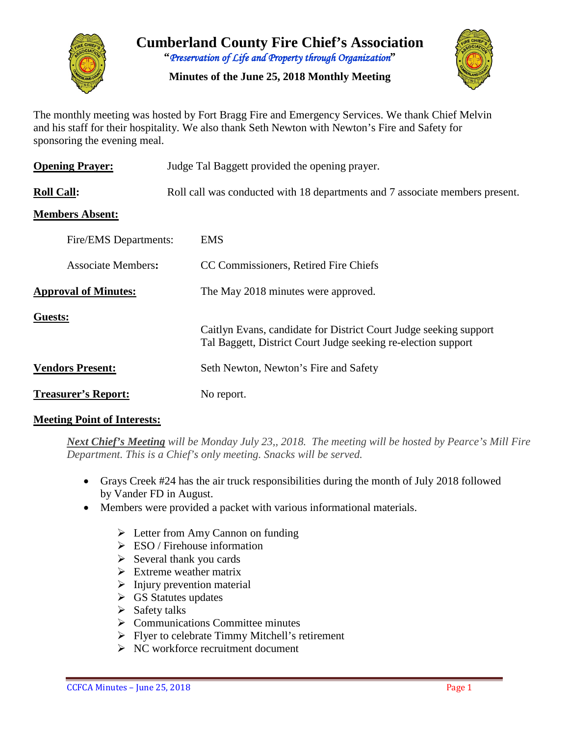# Cumberland County Fire Chief's Association

"*Preservation of Life and Property through Organization*"

**Minutes of the June 25, 2018 Monthly Meeting**

The monthly meeting was hosted by Fort Bragg Fire and Emergency Services. We thank Chief Melvin and his staff for their hospitality. We also thank Seth Newton with Newton's Fire and Safety for sponsoring the evening meal.

**Opening Prayer:** Judge Tal Baggett provided the opening prayer.

**Roll Call:** Roll call was conducted with 18 departments and 7 associate members present.

**Members Absent:**

Fire/EMS Departments: EMS

Associate Members**:** CC Commissioners, Retired Fire Chiefs

**Approval of Minutes:** The May 2018 minutes were approved.

**Guests:**

Caitlyn Evans, candidate for District Court Judge seeking support
Tal Baggett, District Court Judge seeking re-election support

**Vendors Present:** Seth Newton, Newton's Fire and Safety

**Treasurer's Report:** No report.

**Meeting Point of Interests:**

***Next Chief's Meeting*** *will be Monday July 23,, 2018. The meeting will be hosted by Pearce's Mill Fire Department. This is a Chief's only meeting. Snacks will be served.*

- Grays Creek #24 has the air truck responsibilities during the month of July 2018 followed by Vander FD in August.
- Members were provided a packet with various informational materials.
  - Letter from Amy Cannon on funding
  - ESO / Firehouse information
  - Several thank you cards
  - Extreme weather matrix
  - Injury prevention material
  - GS Statutes updates
  - Safety talks
  - Communications Committee minutes
  - Flyer to celebrate Timmy Mitchell's retirement
  - NC workforce recruitment document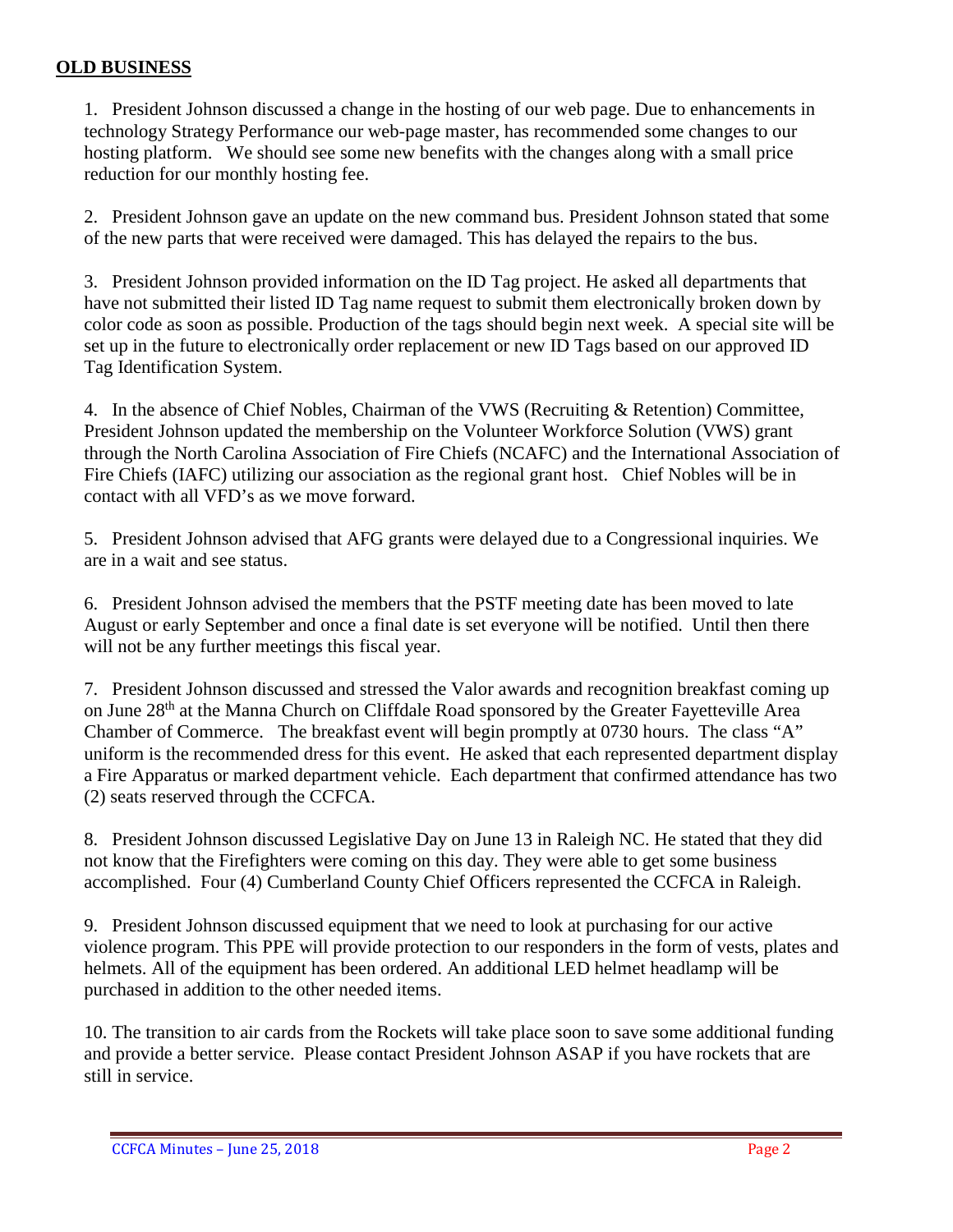## OLD BUSINESS

1. President Johnson discussed a change in the hosting of our web page. Due to enhancements in technology Strategy Performance our web-page master, has recommended some changes to our hosting platform. We should see some new benefits with the changes along with a small price reduction for our monthly hosting fee.

2. President Johnson gave an update on the new command bus. President Johnson stated that some of the new parts that were received were damaged. This has delayed the repairs to the bus.

3. President Johnson provided information on the ID Tag project. He asked all departments that have not submitted their listed ID Tag name request to submit them electronically broken down by color code as soon as possible. Production of the tags should begin next week. A special site will be set up in the future to electronically order replacement or new ID Tags based on our approved ID Tag Identification System.

4. In the absence of Chief Nobles, Chairman of the VWS (Recruiting & Retention) Committee, President Johnson updated the membership on the Volunteer Workforce Solution (VWS) grant through the North Carolina Association of Fire Chiefs (NCAFC) and the International Association of Fire Chiefs (IAFC) utilizing our association as the regional grant host. Chief Nobles will be in contact with all VFD's as we move forward.

5. President Johnson advised that AFG grants were delayed due to a Congressional inquiries. We are in a wait and see status.

6. President Johnson advised the members that the PSTF meeting date has been moved to late August or early September and once a final date is set everyone will be notified. Until then there will not be any further meetings this fiscal year.

7. President Johnson discussed and stressed the Valor awards and recognition breakfast coming up on June 28th at the Manna Church on Cliffdale Road sponsored by the Greater Fayetteville Area Chamber of Commerce. The breakfast event will begin promptly at 0730 hours. The class "A" uniform is the recommended dress for this event. He asked that each represented department display a Fire Apparatus or marked department vehicle. Each department that confirmed attendance has two (2) seats reserved through the CCFCA.

8. President Johnson discussed Legislative Day on June 13 in Raleigh NC. He stated that they did not know that the Firefighters were coming on this day. They were able to get some business accomplished. Four (4) Cumberland County Chief Officers represented the CCFCA in Raleigh.

9. President Johnson discussed equipment that we need to look at purchasing for our active violence program. This PPE will provide protection to our responders in the form of vests, plates and helmets. All of the equipment has been ordered. An additional LED helmet headlamp will be purchased in addition to the other needed items.

10. The transition to air cards from the Rockets will take place soon to save some additional funding and provide a better service. Please contact President Johnson ASAP if you have rockets that are still in service.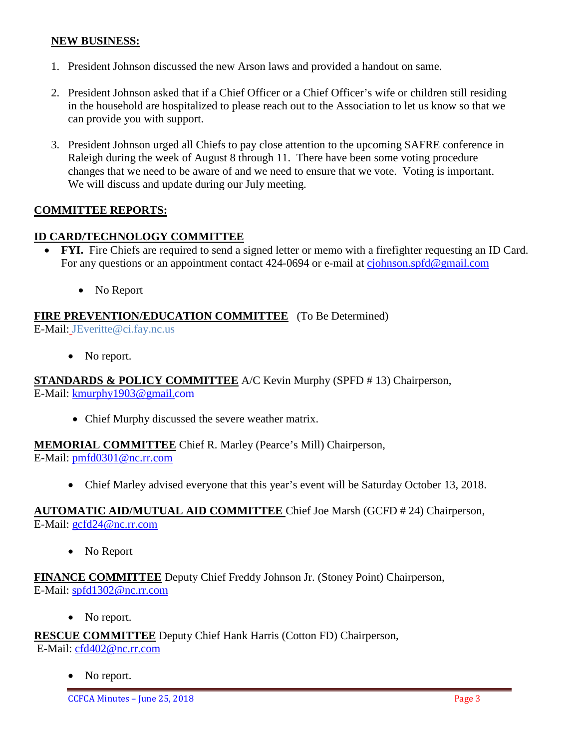## NEW BUSINESS:

1. President Johnson discussed the new Arson laws and provided a handout on same.

2. President Johnson asked that if a Chief Officer or a Chief Officer's wife or children still residing in the household are hospitalized to please reach out to the Association to let us know so that we can provide you with support.

3. President Johnson urged all Chiefs to pay close attention to the upcoming SAFRE conference in Raleigh during the week of August 8 through 11. There have been some voting procedure changes that we need to be aware of and we need to ensure that we vote. Voting is important. We will discuss and update during our July meeting.

## COMMITTEE REPORTS:

### ID CARD/TECHNOLOGY COMMITTEE

- **FYI.** Fire Chiefs are required to send a signed letter or memo with a firefighter requesting an ID Card. For any questions or an appointment contact 424-0694 or e-mail at cjohnson.spfd@gmail.com

    - No Report

**FIRE PREVENTION/EDUCATION COMMITTEE** (To Be Determined)
E-Mail: JEveritte@ci.fay.nc.us

- No report.

**STANDARDS & POLICY COMMITTEE** A/C Kevin Murphy (SPFD # 13) Chairperson,
E-Mail: kmurphy1903@gmail.com

- Chief Murphy discussed the severe weather matrix.

**MEMORIAL COMMITTEE** Chief R. Marley (Pearce's Mill) Chairperson,
E-Mail: pmfd0301@nc.rr.com

- Chief Marley advised everyone that this year's event will be Saturday October 13, 2018.

**AUTOMATIC AID/MUTUAL AID COMMITTEE** Chief Joe Marsh (GCFD # 24) Chairperson,
E-Mail: gcfd24@nc.rr.com

- No Report

**FINANCE COMMITTEE** Deputy Chief Freddy Johnson Jr. (Stoney Point) Chairperson,
E-Mail: spfd1302@nc.rr.com

- No report.

**RESCUE COMMITTEE** Deputy Chief Hank Harris (Cotton FD) Chairperson,
E-Mail: cfd402@nc.rr.com

- No report.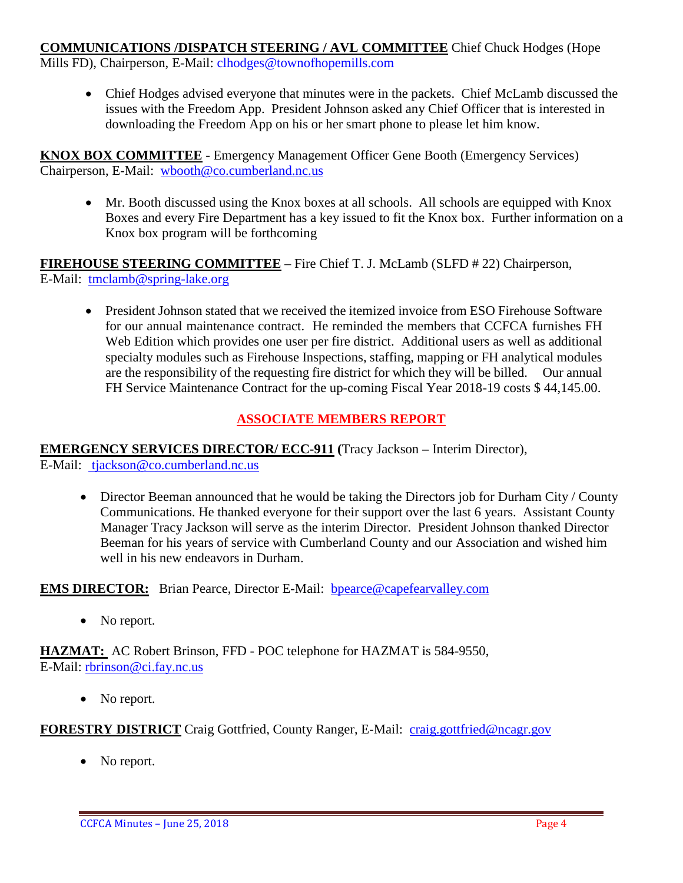**COMMUNICATIONS /DISPATCH STEERING / AVL COMMITTEE** Chief Chuck Hodges (Hope Mills FD), Chairperson, E-Mail: clhodges@townofhopemills.com

- Chief Hodges advised everyone that minutes were in the packets. Chief McLamb discussed the issues with the Freedom App. President Johnson asked any Chief Officer that is interested in downloading the Freedom App on his or her smart phone to please let him know.

**KNOX BOX COMMITTEE** - Emergency Management Officer Gene Booth (Emergency Services) Chairperson, E-Mail: wbooth@co.cumberland.nc.us

- Mr. Booth discussed using the Knox boxes at all schools. All schools are equipped with Knox Boxes and every Fire Department has a key issued to fit the Knox box. Further information on a Knox box program will be forthcoming

**FIREHOUSE STEERING COMMITTEE** – Fire Chief T. J. McLamb (SLFD # 22) Chairperson, E-Mail: tmclamb@spring-lake.org

- President Johnson stated that we received the itemized invoice from ESO Firehouse Software for our annual maintenance contract. He reminded the members that CCFCA furnishes FH Web Edition which provides one user per fire district. Additional users as well as additional specialty modules such as Firehouse Inspections, staffing, mapping or FH analytical modules are the responsibility of the requesting fire district for which they will be billed. Our annual FH Service Maintenance Contract for the up-coming Fiscal Year 2018-19 costs $ 44,145.00.

## ASSOCIATE MEMBERS REPORT

**EMERGENCY SERVICES DIRECTOR/ ECC-911 (**Tracy Jackson **–** Interim Director), E-Mail: tjackson@co.cumberland.nc.us

- Director Beeman announced that he would be taking the Directors job for Durham City / County Communications. He thanked everyone for their support over the last 6 years. Assistant County Manager Tracy Jackson will serve as the interim Director. President Johnson thanked Director Beeman for his years of service with Cumberland County and our Association and wished him well in his new endeavors in Durham.

**EMS DIRECTOR:** Brian Pearce, Director E-Mail: bpearce@capefearvalley.com

- No report.

**HAZMAT:** AC Robert Brinson, FFD - POC telephone for HAZMAT is 584-9550, E-Mail: rbrinson@ci.fay.nc.us

- No report.

**FORESTRY DISTRICT** Craig Gottfried, County Ranger, E-Mail: craig.gottfried@ncagr.gov

- No report.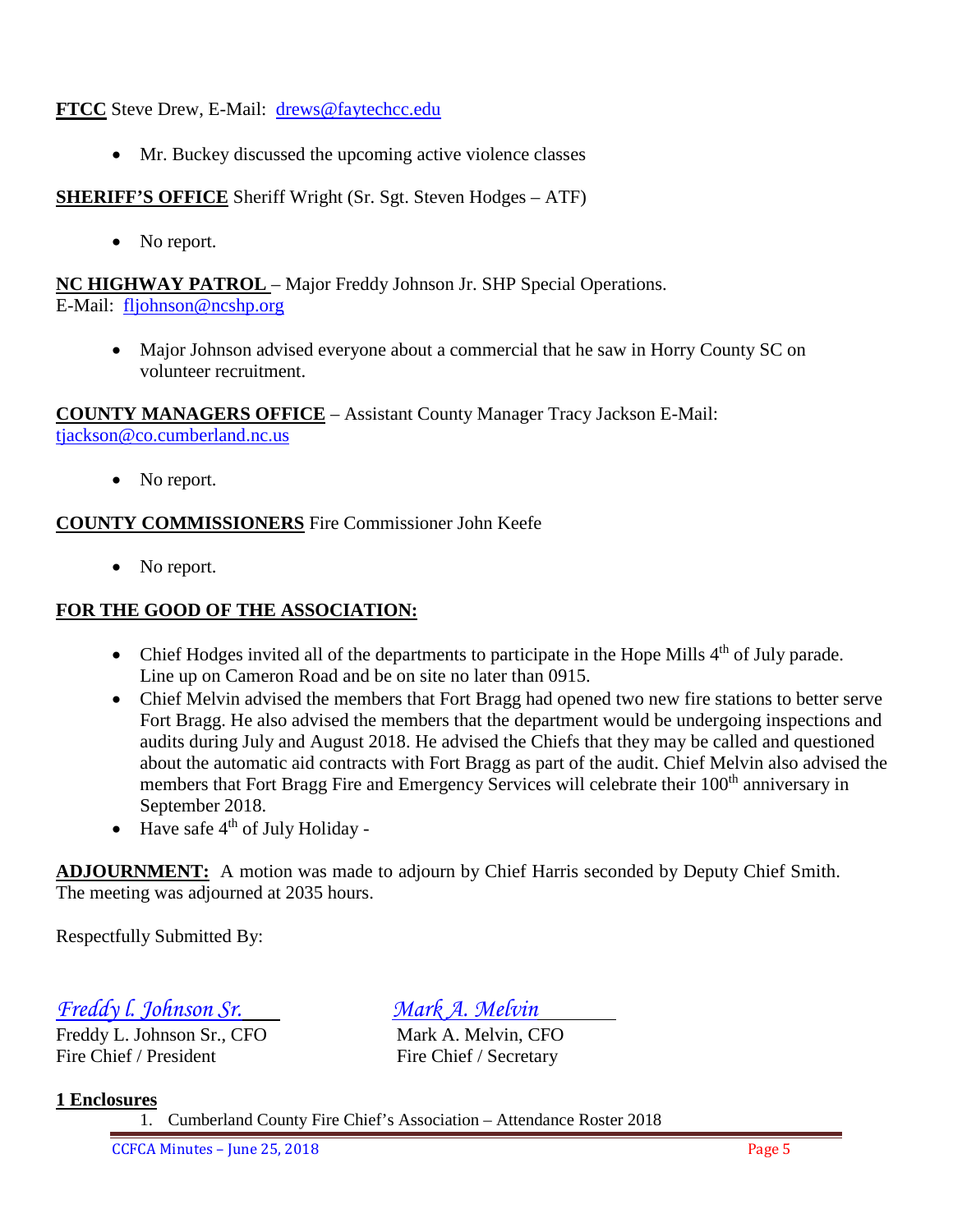**FTCC** Steve Drew, E-Mail: [drews@faytechcc.edu](mailto:drews@faytechcc.edu)

- Mr. Buckey discussed the upcoming active violence classes

**SHERIFF'S OFFICE** Sheriff Wright (Sr. Sgt. Steven Hodges – ATF)

- No report.

**NC HIGHWAY PATROL** – Major Freddy Johnson Jr. SHP Special Operations.
E-Mail: [fljohnson@ncshp.org](mailto:fljohnson@ncshp.org)

- Major Johnson advised everyone about a commercial that he saw in Horry County SC on volunteer recruitment.

**COUNTY MANAGERS OFFICE** – Assistant County Manager Tracy Jackson E-Mail: [tjackson@co.cumberland.nc.us](mailto:tjackson@co.cumberland.nc.us)

- No report.

**COUNTY COMMISSIONERS** Fire Commissioner John Keefe

- No report.

**FOR THE GOOD OF THE ASSOCIATION:**

- Chief Hodges invited all of the departments to participate in the Hope Mills 4th of July parade. Line up on Cameron Road and be on site no later than 0915.
- Chief Melvin advised the members that Fort Bragg had opened two new fire stations to better serve Fort Bragg. He also advised the members that the department would be undergoing inspections and audits during July and August 2018. He advised the Chiefs that they may be called and questioned about the automatic aid contracts with Fort Bragg as part of the audit. Chief Melvin also advised the members that Fort Bragg Fire and Emergency Services will celebrate their 100th anniversary in September 2018.
- Have safe 4th of July Holiday -

**ADJOURNMENT:** A motion was made to adjourn by Chief Harris seconded by Deputy Chief Smith. The meeting was adjourned at 2035 hours.

Respectfully Submitted By:

| *Freddy l. Johnson Sr.* | *Mark A. Melvin* |
|---|---|
| Freddy L. Johnson Sr., CFO | Mark A. Melvin, CFO |
| Fire Chief / President | Fire Chief / Secretary |

**1 Enclosures**

1. Cumberland County Fire Chief's Association – Attendance Roster 2018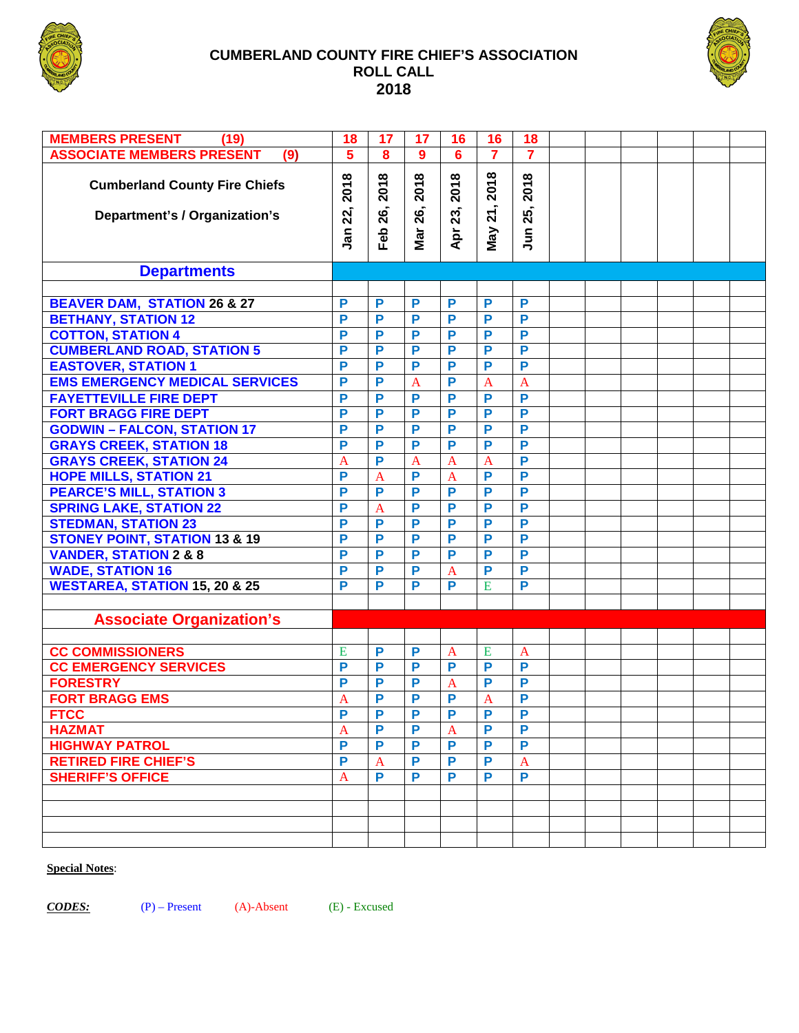# CUMBERLAND COUNTY FIRE CHIEF'S ASSOCIATION
# ROLL CALL
# 2018

| MEMBERS PRESENT (19) | 18 | 17 | 17 | 16 | 16 | 18 | | | | | | |
|---|---|---|---|---|---|---|---|---|---|---|---|---|
| ASSOCIATE MEMBERS PRESENT (9) | 5 | 8 | 9 | 6 | 7 | 7 | | | | | | |
| Cumberland County Fire Chiefs Department's / Organization's | Jan 22, 2018 | Feb 26, 2018 | Mar 26, 2018 | Apr 23, 2018 | May 21, 2018 | Jun 25, 2018 | | | | | | |
| **Departments** | | | | | | | | | | | | |
| | | | | | | | | | | | | |
| BEAVER DAM, STATION 26 & 27 | P | P | P | P | P | P | | | | | | |
| BETHANY, STATION 12 | P | P | P | P | P | P | | | | | | |
| COTTON, STATION 4 | P | P | P | P | P | P | | | | | | |
| CUMBERLAND ROAD, STATION 5 | P | P | P | P | P | P | | | | | | |
| EASTOVER, STATION 1 | P | P | P | P | P | P | | | | | | |
| EMS EMERGENCY MEDICAL SERVICES | P | P | A | P | A | A | | | | | | |
| FAYETTEVILLE FIRE DEPT | P | P | P | P | P | P | | | | | | |
| FORT BRAGG FIRE DEPT | P | P | P | P | P | P | | | | | | |
| GODWIN – FALCON, STATION 17 | P | P | P | P | P | P | | | | | | |
| GRAYS CREEK, STATION 18 | P | P | P | P | P | P | | | | | | |
| GRAYS CREEK, STATION 24 | A | P | A | A | A | P | | | | | | |
| HOPE MILLS, STATION 21 | P | A | P | A | P | P | | | | | | |
| PEARCE'S MILL, STATION 3 | P | P | P | P | P | P | | | | | | |
| SPRING LAKE, STATION 22 | P | A | P | P | P | P | | | | | | |
| STEDMAN, STATION 23 | P | P | P | P | P | P | | | | | | |
| STONEY POINT, STATION 13 & 19 | P | P | P | P | P | P | | | | | | |
| VANDER, STATION 2 & 8 | P | P | P | P | P | P | | | | | | |
| WADE, STATION 16 | P | P | P | A | P | P | | | | | | |
| WESTAREA, STATION 15, 20 & 25 | P | P | P | P | E | P | | | | | | |
| | | | | | | | | | | | | |
| **Associate Organization's** | | | | | | | | | | | | |
| | | | | | | | | | | | | |
| CC COMMISSIONERS | E | P | P | A | E | A | | | | | | |
| CC EMERGENCY SERVICES | P | P | P | P | P | P | | | | | | |
| FORESTRY | P | P | P | A | P | P | | | | | | |
| FORT BRAGG EMS | A | P | P | P | A | P | | | | | | |
| FTCC | P | P | P | P | P | P | | | | | | |
| HAZMAT | A | P | P | A | P | P | | | | | | |
| HIGHWAY PATROL | P | P | P | P | P | P | | | | | | |
| RETIRED FIRE CHIEF'S | P | A | P | P | P | A | | | | | | |
| SHERIFF'S OFFICE | A | P | P | P | P | P | | | | | | |
| | | | | | | | | | | | | |
| | | | | | | | | | | | | |
| | | | | | | | | | | | | |
| | | | | | | | | | | | | |

**Special Notes**:

***CODES:*** (P) – Present (A)-Absent (E) - Excused